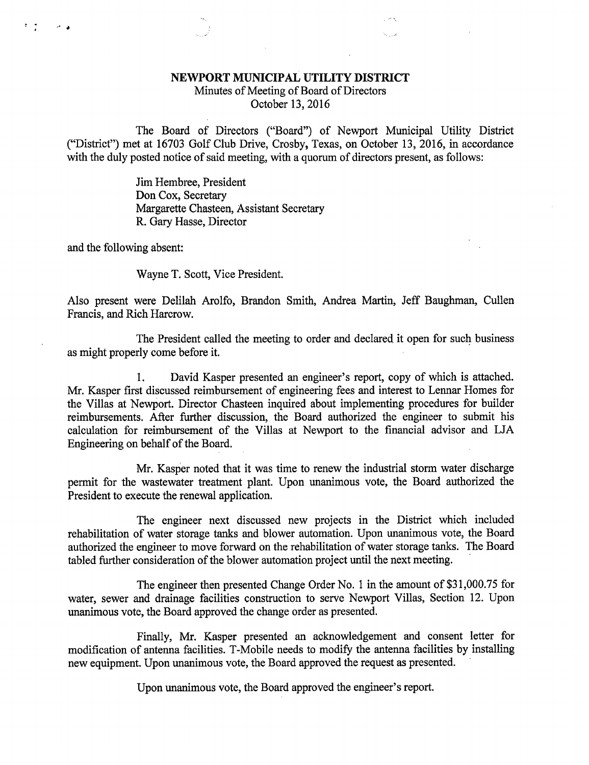# NEWPORT MUNICIPAL UTILITY DISTRICT

Minutes of Meeting of Board of Directors
October 13, 2016

The Board of Directors ("Board") of Newport Municipal Utility District ("District") met at 16703 Golf Club Drive, Crosby, Texas, on October 13, 2016, in accordance with the duly posted notice of said meeting, with a quorum of directors present, as follows:

Jim Hembree, President
Don Cox, Secretary
Margarette Chasteen, Assistant Secretary
R. Gary Hasse, Director

and the following absent:

Wayne T. Scott, Vice President.

Also present were Delilah Arolfo, Brandon Smith, Andrea Martin, Jeff Baughman, Cullen Francis, and Rich Harcrow.

The President called the meeting to order and declared it open for such business as might properly come before it.

1. David Kasper presented an engineer's report, copy of which is attached. Mr. Kasper first discussed reimbursement of engineering fees and interest to Lennar Homes for the Villas at Newport. Director Chasteen inquired about implementing procedures for builder reimbursements. After further discussion, the Board authorized the engineer to submit his calculation for reimbursement of the Villas at Newport to the financial advisor and LJA Engineering on behalf of the Board.

Mr. Kasper noted that it was time to renew the industrial storm water discharge permit for the wastewater treatment plant. Upon unanimous vote, the Board authorized the President to execute the renewal application.

The engineer next discussed new projects in the District which included rehabilitation of water storage tanks and blower automation. Upon unanimous vote, the Board authorized the engineer to move forward on the rehabilitation of water storage tanks. The Board tabled further consideration of the blower automation project until the next meeting.

The engineer then presented Change Order No. 1 in the amount of $31,000.75 for water, sewer and drainage facilities construction to serve Newport Villas, Section 12. Upon unanimous vote, the Board approved the change order as presented.

Finally, Mr. Kasper presented an acknowledgement and consent letter for modification of antenna facilities. T-Mobile needs to modify the antenna facilities by installing new equipment. Upon unanimous vote, the Board approved the request as presented.

Upon unanimous vote, the Board approved the engineer's report.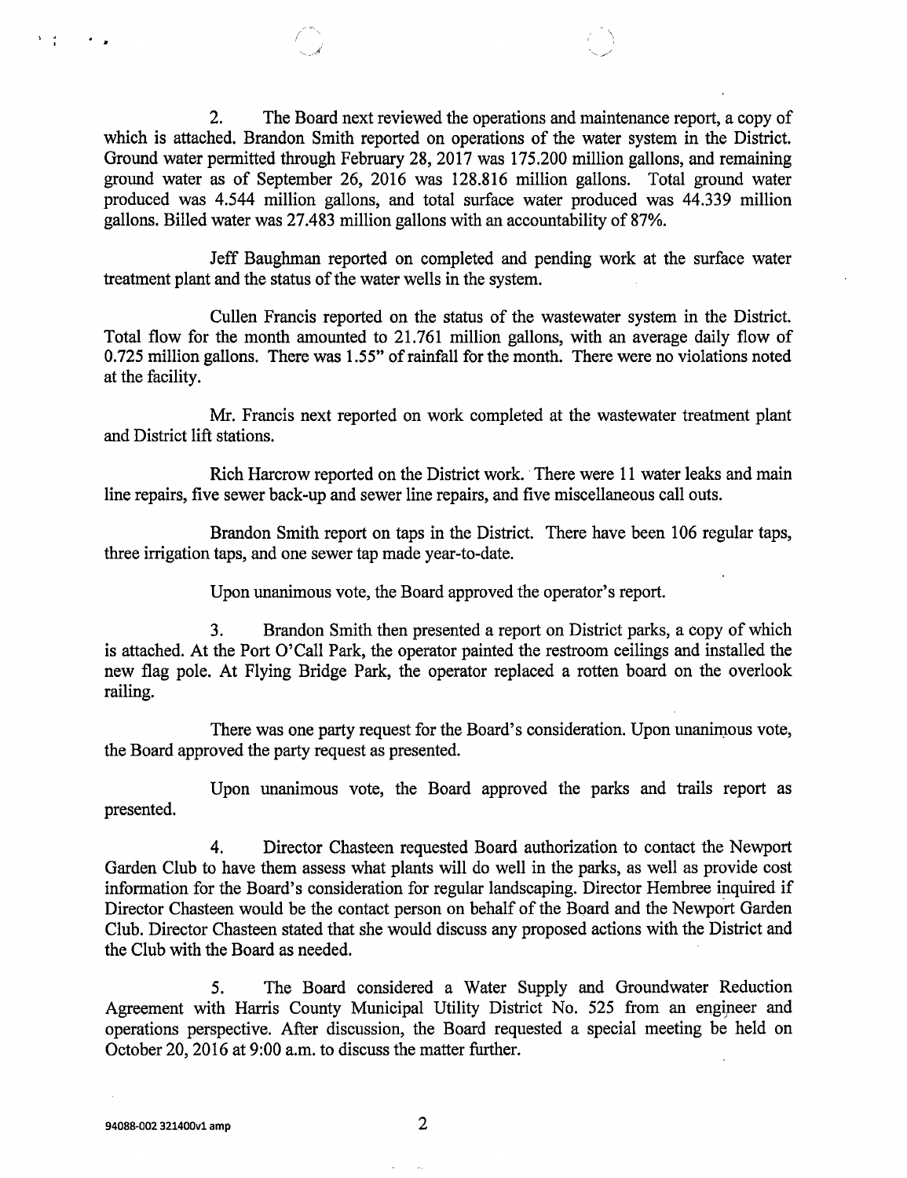2. The Board next reviewed the operations and maintenance report, a copy of which is attached. Brandon Smith reported on operations of the water system in the District. Ground water permitted through February 28, 2017 was 175.200 million gallons, and remaining ground water as of September 26, 2016 was 128.816 million gallons. Total ground water produced was 4.544 million gallons, and total surface water produced was 44.339 million gallons. Billed water was 27.483 million gallons with an accountability of 87%.

Jeff Baughman reported on completed and pending work at the surface water treatment plant and the status of the water wells in the system.

Cullen Francis reported on the status of the wastewater system in the District. Total flow for the month amounted to 21.761 million gallons, with an average daily flow of 0.725 million gallons. There was 1.55" of rainfall for the month. There were no violations noted at the facility.

Mr. Francis next reported on work completed at the wastewater treatment plant and District lift stations.

Rich Harcrow reported on the District work. There were 11 water leaks and main line repairs, five sewer back-up and sewer line repairs, and five miscellaneous call outs.

Brandon Smith report on taps in the District. There have been 106 regular taps, three irrigation taps, and one sewer tap made year-to-date.

Upon unanimous vote, the Board approved the operator's report.

3. Brandon Smith then presented a report on District parks, a copy of which is attached. At the Port O'Call Park, the operator painted the restroom ceilings and installed the new flag pole. At Flying Bridge Park, the operator replaced a rotten board on the overlook railing.

There was one party request for the Board's consideration. Upon unanimous vote, the Board approved the party request as presented.

Upon unanimous vote, the Board approved the parks and trails report as presented.

4. Director Chasteen requested Board authorization to contact the Newport Garden Club to have them assess what plants will do well in the parks, as well as provide cost information for the Board's consideration for regular landscaping. Director Hembree inquired if Director Chasteen would be the contact person on behalf of the Board and the Newport Garden Club. Director Chasteen stated that she would discuss any proposed actions with the District and the Club with the Board as needed.

5. The Board considered a Water Supply and Groundwater Reduction Agreement with Harris County Municipal Utility District No. 525 from an engineer and operations perspective. After discussion, the Board requested a special meeting be held on October 20, 2016 at 9:00 a.m. to discuss the matter further.

94088-002 321400v1 amp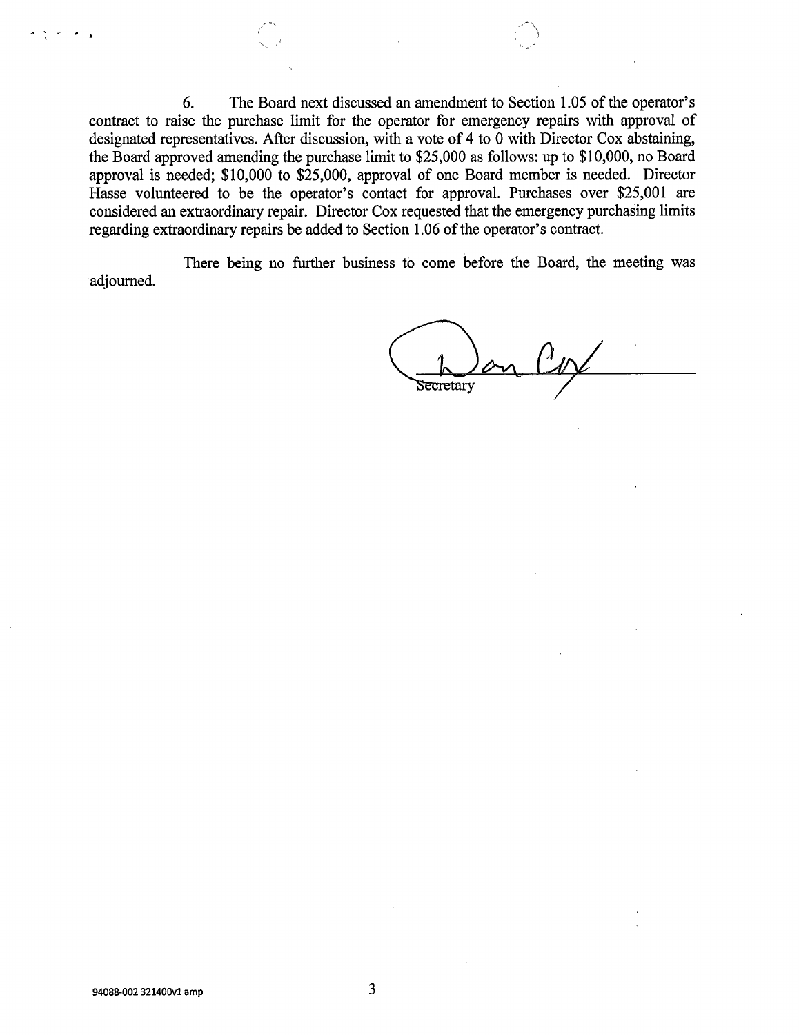6. The Board next discussed an amendment to Section 1.05 of the operator's contract to raise the purchase limit for the operator for emergency repairs with approval of designated representatives. After discussion, with a vote of 4 to 0 with Director Cox abstaining, the Board approved amending the purchase limit to \$25,000 as follows: up to \$10,000, no Board approval is needed; \$10,000 to \$25,000, approval of one Board member is needed. Director Hasse volunteered to be the operator's contact for approval. Purchases over \$25,001 are considered an extraordinary repair. Director Cox requested that the emergency purchasing limits regarding extraordinary repairs be added to Section 1.06 of the operator's contract.

There being no further business to come before the Board, the meeting was adjourned.

Secretary

94088-002 321400v1 amp